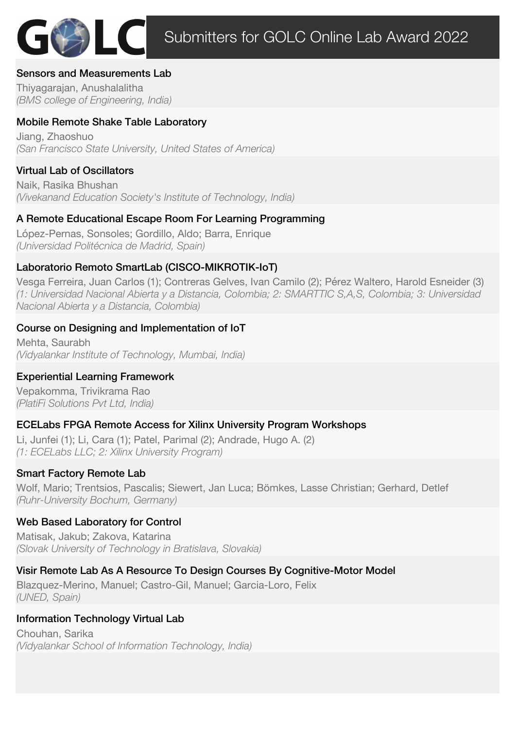# GOLC Submitters for GOLC Online Lab Award 2022

### Sensors and Measurements Lab

Thiyagarajan, Anushalalitha
*(BMS college of Engineering, India)*

### Mobile Remote Shake Table Laboratory

Jiang, Zhaoshuo
*(San Francisco State University, United States of America)*

### Virtual Lab of Oscillators

Naik, Rasika Bhushan
*(Vivekanand Education Society's Institute of Technology, India)*

### A Remote Educational Escape Room For Learning Programming

López-Pernas, Sonsoles; Gordillo, Aldo; Barra, Enrique
*(Universidad Politécnica de Madrid, Spain)*

### Laboratorio Remoto SmartLab (CISCO-MIKROTIK-IoT)

Vesga Ferreira, Juan Carlos (1); Contreras Gelves, Ivan Camilo (2); Pérez Waltero, Harold Esneider (3)
*(1: Universidad Nacional Abierta y a Distancia, Colombia; 2: SMARTTIC S,A,S, Colombia; 3: Universidad Nacional Abierta y a Distancia, Colombia)*

### Course on Designing and Implementation of IoT

Mehta, Saurabh
*(Vidyalankar Institute of Technology, Mumbai, India)*

### Experiential Learning Framework

Vepakomma, Trivikrama Rao
*(PlatiFi Solutions Pvt Ltd, India)*

### ECELabs FPGA Remote Access for Xilinx University Program Workshops

Li, Junfei (1); Li, Cara (1); Patel, Parimal (2); Andrade, Hugo A. (2)
*(1: ECELabs LLC; 2: Xilinx University Program)*

### Smart Factory Remote Lab

Wolf, Mario; Trentsios, Pascalis; Siewert, Jan Luca; Bömkes, Lasse Christian; Gerhard, Detlef
*(Ruhr-University Bochum, Germany)*

### Web Based Laboratory for Control

Matisak, Jakub; Zakova, Katarina
*(Slovak University of Technology in Bratislava, Slovakia)*

### Visir Remote Lab As A Resource To Design Courses By Cognitive-Motor Model

Blazquez-Merino, Manuel; Castro-Gil, Manuel; Garcia-Loro, Felix
*(UNED, Spain)*

### Information Technology Virtual Lab

Chouhan, Sarika
*(Vidyalankar School of Information Technology, India)*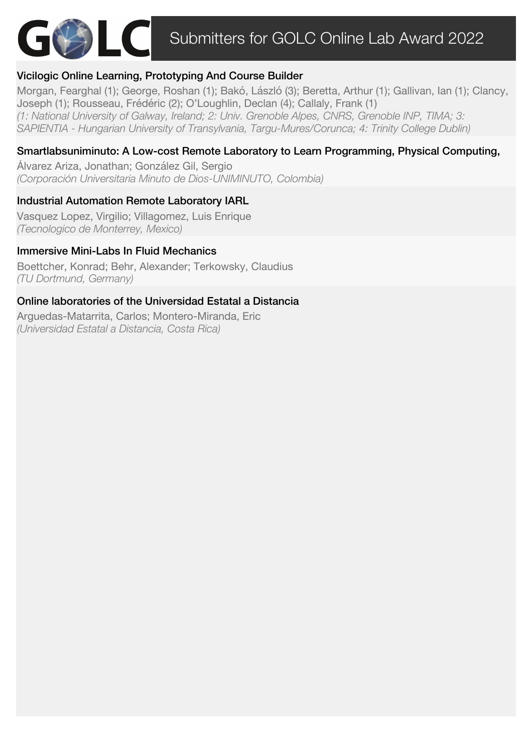# Submitters for GOLC Online Lab Award 2022

### Vicilogic Online Learning, Prototyping And Course Builder

Morgan, Fearghal (1); George, Roshan (1); Bakó, László (3); Beretta, Arthur (1); Gallivan, Ian (1); Clancy, Joseph (1); Rousseau, Frédéric (2); O'Loughlin, Declan (4); Callaly, Frank (1)
*(1: National University of Galway, Ireland; 2: Univ. Grenoble Alpes, CNRS, Grenoble INP, TIMA; 3: SAPIENTIA - Hungarian University of Transylvania, Targu-Mures/Corunca; 4: Trinity College Dublin)*

### Smartlabsuniminuto: A Low-cost Remote Laboratory to Learn Programming, Physical Computing,

Álvarez Ariza, Jonathan; González Gil, Sergio
*(Corporación Universitaria Minuto de Dios-UNIMINUTO, Colombia)*

### Industrial Automation Remote Laboratory IARL

Vasquez Lopez, Virgilio; Villagomez, Luis Enrique
*(Tecnologico de Monterrey, Mexico)*

### Immersive Mini-Labs In Fluid Mechanics

Boettcher, Konrad; Behr, Alexander; Terkowsky, Claudius
*(TU Dortmund, Germany)*

### Online laboratories of the Universidad Estatal a Distancia

Arguedas-Matarrita, Carlos; Montero-Miranda, Eric
*(Universidad Estatal a Distancia, Costa Rica)*